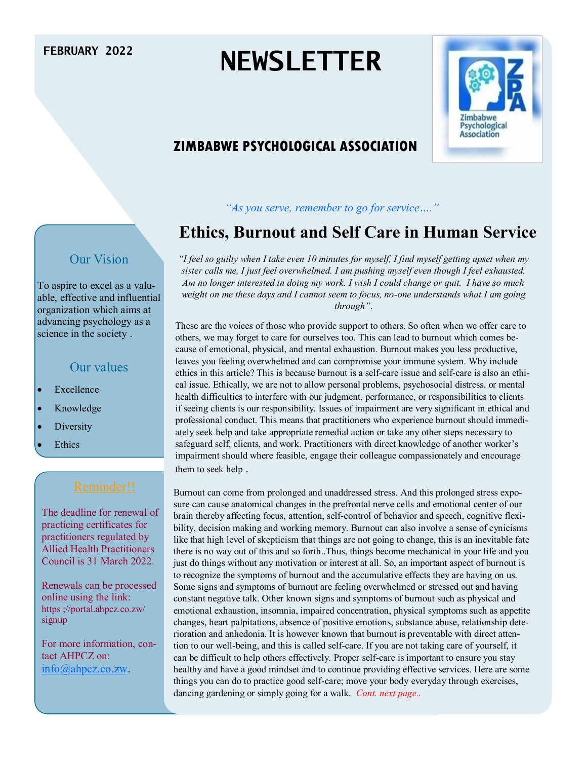FEBRUARY 2022

# NEWSLETTER

## ZIMBABWE PSYCHOLOGICAL ASSOCIATION

*"As you serve, remember to go for service…."*

# Ethics, Burnout and Self Care in Human Service

*"I feel so guilty when I take even 10 minutes for myself, I find myself getting upset when my sister calls me, I just feel overwhelmed. I am pushing myself even though I feel exhausted. Am no longer interested in doing my work. I wish I could change or quit. I have so much weight on me these days and I cannot seem to focus, no-one understands what I am going through".*

These are the voices of those who provide support to others. So often when we offer care to others, we may forget to care for ourselves too. This can lead to burnout which comes because of emotional, physical, and mental exhaustion. Burnout makes you less productive, leaves you feeling overwhelmed and can compromise your immune system. Why include ethics in this article? This is because burnout is a self-care issue and self-care is also an ethical issue. Ethically, we are not to allow personal problems, psychosocial distress, or mental health difficulties to interfere with our judgment, performance, or responsibilities to clients if seeing clients is our responsibility. Issues of impairment are very significant in ethical and professional conduct. This means that practitioners who experience burnout should immediately seek help and take appropriate remedial action or take any other steps necessary to safeguard self, clients, and work. Practitioners with direct knowledge of another worker's impairment should where feasible, engage their colleague compassionately and encourage them to seek help .

Burnout can come from prolonged and unaddressed stress. And this prolonged stress exposure can cause anatomical changes in the prefrontal nerve cells and emotional center of our brain thereby affecting focus, attention, self-control of behavior and speech, cognitive flexibility, decision making and working memory. Burnout can also involve a sense of cynicisms like that high level of skepticism that things are not going to change, this is an inevitable fate there is no way out of this and so forth..Thus, things become mechanical in your life and you just do things without any motivation or interest at all. So, an important aspect of burnout is to recognize the symptoms of burnout and the accumulative effects they are having on us. Some signs and symptoms of burnout are feeling overwhelmed or stressed out and having constant negative talk. Other known signs and symptoms of burnout such as physical and emotional exhaustion, insomnia, impaired concentration, physical symptoms such as appetite changes, heart palpitations, absence of positive emotions, substance abuse, relationship deterioration and anhedonia. It is however known that burnout is preventable with direct attention to our well-being, and this is called self-care. If you are not taking care of yourself, it can be difficult to help others effectively. Proper self-care is important to ensure you stay healthy and have a good mindset and to continue providing effective services. Here are some things you can do to practice good self-care; move your body everyday through exercises, dancing gardening or simply going for a walk. *Cont. next page..*

### Our Vision

To aspire to excel as a valuable, effective and influential organization which aims at advancing psychology as a science in the society .

### Our values

- Excellence
- Knowledge
- Diversity
- Ethics

### Reminder!!

The deadline for renewal of practicing certificates for practitioners regulated by Allied Health Practitioners Council is 31 March 2022.

Renewals can be processed online using the link: https ;//portal.ahpcz.co.zw/signup

For more information, contact AHPCZ on: info@ahpcz.co.zw.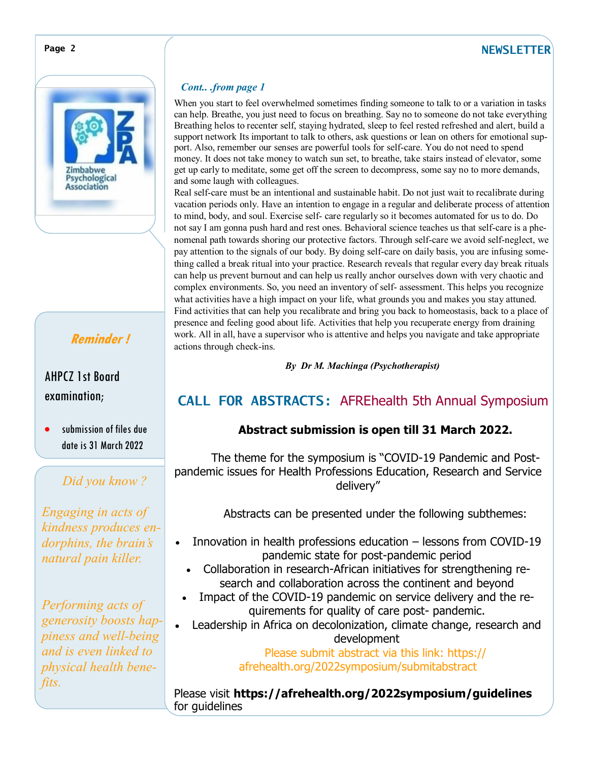*Cont.. .from page 1*

When you start to feel overwhelmed sometimes finding someone to talk to or a variation in tasks can help. Breathe, you just need to focus on breathing. Say no to someone do not take everything Breathing helos to recenter self, staying hydrated, sleep to feel rested refreshed and alert, build a support network Its important to talk to others, ask questions or lean on others for emotional support. Also, remember our senses are powerful tools for self-care. You do not need to spend money. It does not take money to watch sun set, to breathe, take stairs instead of elevator, some get up early to meditate, some get off the screen to decompress, some say no to more demands, and some laugh with colleagues.

Real self-care must be an intentional and sustainable habit. Do not just wait to recalibrate during vacation periods only. Have an intention to engage in a regular and deliberate process of attention to mind, body, and soul. Exercise self- care regularly so it becomes automated for us to do. Do not say I am gonna push hard and rest ones. Behavioral science teaches us that self-care is a phenomenal path towards shoring our protective factors. Through self-care we avoid self-neglect, we pay attention to the signals of our body. By doing self-care on daily basis, you are infusing something called a break ritual into your practice. Research reveals that regular every day break rituals can help us prevent burnout and can help us really anchor ourselves down with very chaotic and complex environments. So, you need an inventory of self- assessment. This helps you recognize what activities have a high impact on your life, what grounds you and makes you stay attuned. Find activities that can help you recalibrate and bring you back to homeostasis, back to a place of presence and feeling good about life. Activities that help you recuperate energy from draining work. All in all, have a supervisor who is attentive and helps you navigate and take appropriate actions through check-ins.

***By Dr M. Machinga (Psychotherapist)***

## CALL FOR ABSTRACTS: AFREhealth 5th Annual Symposium

**Abstract submission is open till 31 March 2022.**

The theme for the symposium is "COVID-19 Pandemic and Post-pandemic issues for Health Professions Education, Research and Service delivery"

Abstracts can be presented under the following subthemes:

- Innovation in health professions education – lessons from COVID-19 pandemic state for post-pandemic period
- Collaboration in research-African initiatives for strengthening research and collaboration across the continent and beyond
- Impact of the COVID-19 pandemic on service delivery and the requirements for quality of care post- pandemic.
- Leadership in Africa on decolonization, climate change, research and development

Please submit abstract via this link: https://afrehealth.org/2022symposium/submitabstract

Please visit **https://afrehealth.org/2022symposium/guidelines** for guidelines

### *Reminder !*

AHPCZ 1st Board examination;

- submission of files due date is 31 March 2022

### *Did you know ?*

*Engaging in acts of kindness produces endorphins, the brain's natural pain killer.*

*Performing acts of generosity boosts happiness and well-being and is even linked to physical health benefits.*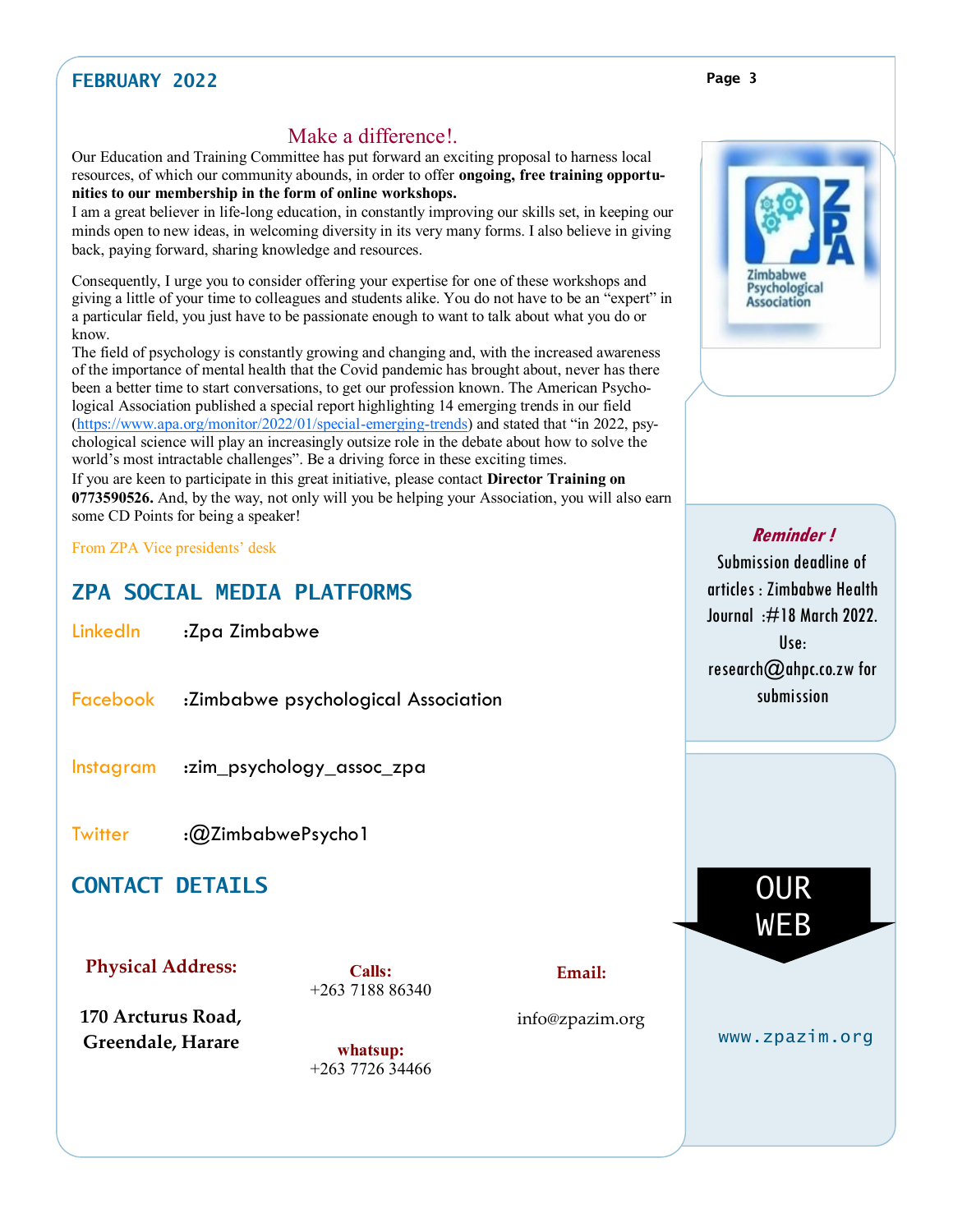## Make a difference!.

Our Education and Training Committee has put forward an exciting proposal to harness local resources, of which our community abounds, in order to offer **ongoing, free training opportunities to our membership in the form of online workshops.**

I am a great believer in life-long education, in constantly improving our skills set, in keeping our minds open to new ideas, in welcoming diversity in its very many forms. I also believe in giving back, paying forward, sharing knowledge and resources.

Consequently, I urge you to consider offering your expertise for one of these workshops and giving a little of your time to colleagues and students alike. You do not have to be an "expert" in a particular field, you just have to be passionate enough to want to talk about what you do or know.

The field of psychology is constantly growing and changing and, with the increased awareness of the importance of mental health that the Covid pandemic has brought about, never has there been a better time to start conversations, to get our profession known. The American Psychological Association published a special report highlighting 14 emerging trends in our field (https://www.apa.org/monitor/2022/01/special-emerging-trends) and stated that "in 2022, psychological science will play an increasingly outsize role in the debate about how to solve the world's most intractable challenges". Be a driving force in these exciting times.

If you are keen to participate in this great initiative, please contact **Director Training on 0773590526.** And, by the way, not only will you be helping your Association, you will also earn some CD Points for being a speaker!

From ZPA Vice presidents' desk

***Reminder !***

Submission deadline of articles : Zimbabwe Health Journal :#18 March 2022. Use: research@ahpc.co.zw for submission

## ZPA SOCIAL MEDIA PLATFORMS

LinkedIn :Zpa Zimbabwe

Facebook :Zimbabwe psychological Association

Instagram :zim_psychology_assoc_zpa

Twitter :@ZimbabwePsycho1

## CONTACT DETAILS

**Physical Address:**

**170 Arcturus Road, Greendale, Harare**

**Calls:**
+263 7188 86340

**whatsup:**
+263 7726 34466

**Email:**
info@zpazim.org

OUR WEB

www.zpazim.org